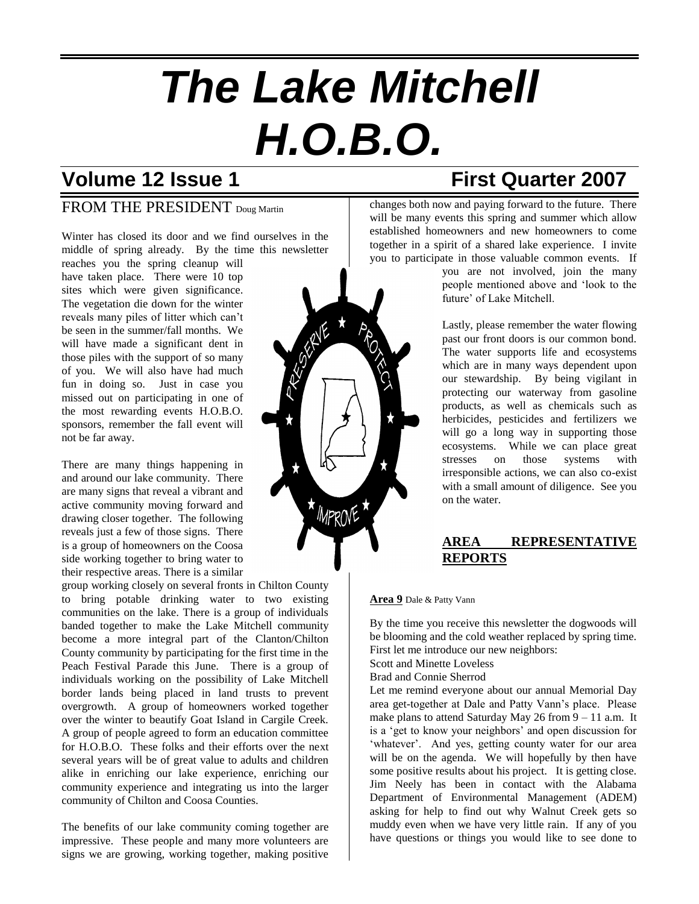# The Lake Mitchell H.O.B.O.

## Volume 12 Issue 1 First Quarter 2007

## FROM THE PRESIDENT Doug Martin

Winter has closed its door and we find ourselves in the middle of spring already. By the time this newsletter reaches you the spring cleanup will have taken place. There were 10 top sites which were given significance. The vegetation die down for the winter reveals many piles of litter which can't be seen in the summer/fall months. We will have made a significant dent in those piles with the support of so many of you. We will also have had much fun in doing so. Just in case you missed out on participating in one of the most rewarding events H.O.B.O. sponsors, remember the fall event will not be far away.

There are many things happening in and around our lake community. There are many signs that reveal a vibrant and active community moving forward and drawing closer together. The following reveals just a few of those signs. There is a group of homeowners on the Coosa side working together to bring water to their respective areas. There is a similar group working closely on several fronts in Chilton County to bring potable drinking water to two existing communities on the lake. There is a group of individuals banded together to make the Lake Mitchell community become a more integral part of the Clanton/Chilton County community by participating for the first time in the Peach Festival Parade this June. There is a group of individuals working on the possibility of Lake Mitchell border lands being placed in land trusts to prevent overgrowth. A group of homeowners worked together over the winter to beautify Goat Island in Cargile Creek. A group of people agreed to form an education committee for H.O.B.O. These folks and their efforts over the next several years will be of great value to adults and children alike in enriching our lake experience, enriching our community experience and integrating us into the larger community of Chilton and Coosa Counties.

The benefits of our lake community coming together are impressive. These people and many more volunteers are signs we are growing, working together, making positive changes both now and paying forward to the future. There will be many events this spring and summer which allow established homeowners and new homeowners to come together in a spirit of a shared lake experience. I invite you to participate in those valuable common events. If you are not involved, join the many people mentioned above and 'look to the future' of Lake Mitchell.

Lastly, please remember the water flowing past our front doors is our common bond. The water supports life and ecosystems which are in many ways dependent upon our stewardship. By being vigilant in protecting our waterway from gasoline products, as well as chemicals such as herbicides, pesticides and fertilizers we will go a long way in supporting those ecosystems. While we can place great stresses on those systems with irresponsible actions, we can also co-exist with a small amount of diligence. See you on the water.

## AREA REPRESENTATIVE REPORTS

**Area 9** Dale & Patty Vann

By the time you receive this newsletter the dogwoods will be blooming and the cold weather replaced by spring time. First let me introduce our new neighbors:

Scott and Minette Loveless

Brad and Connie Sherrod

Let me remind everyone about our annual Memorial Day area get-together at Dale and Patty Vann's place. Please make plans to attend Saturday May 26 from 9 – 11 a.m. It is a 'get to know your neighbors' and open discussion for 'whatever'. And yes, getting county water for our area will be on the agenda. We will hopefully by then have some positive results about his project. It is getting close. Jim Neely has been in contact with the Alabama Department of Environmental Management (ADEM) asking for help to find out why Walnut Creek gets so muddy even when we have very little rain. If any of you have questions or things you would like to see done to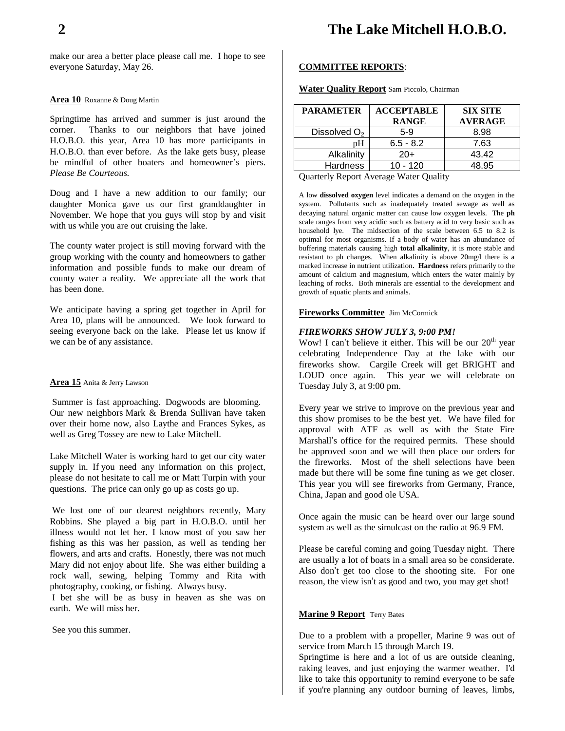make our area a better place please call me. I hope to see everyone Saturday, May 26.

**Area 10** Roxanne & Doug Martin

Springtime has arrived and summer is just around the corner. Thanks to our neighbors that have joined H.O.B.O. this year, Area 10 has more participants in H.O.B.O. than ever before. As the lake gets busy, please be mindful of other boaters and homeowner's piers. *Please Be Courteous.*

Doug and I have a new addition to our family; our daughter Monica gave us our first granddaughter in November. We hope that you guys will stop by and visit with us while you are out cruising the lake.

The county water project is still moving forward with the group working with the county and homeowners to gather information and possible funds to make our dream of county water a reality. We appreciate all the work that has been done.

We anticipate having a spring get together in April for Area 10, plans will be announced. We look forward to seeing everyone back on the lake. Please let us know if we can be of any assistance.

**Area 15** Anita & Jerry Lawson

Summer is fast approaching. Dogwoods are blooming. Our new neighbors Mark & Brenda Sullivan have taken over their home now, also Laythe and Frances Sykes, as well as Greg Tossey are new to Lake Mitchell.

Lake Mitchell Water is working hard to get our city water supply in. If you need any information on this project, please do not hesitate to call me or Matt Turpin with your questions. The price can only go up as costs go up.

We lost one of our dearest neighbors recently, Mary Robbins. She played a big part in H.O.B.O. until her illness would not let her. I know most of you saw her fishing as this was her passion, as well as tending her flowers, and arts and crafts. Honestly, there was not much Mary did not enjoy about life. She was either building a rock wall, sewing, helping Tommy and Rita with photography, cooking, or fishing. Always busy.
I bet she will be as busy in heaven as she was on earth. We will miss her.

See you this summer.

## COMMITTEE REPORTS:

**Water Quality Report** Sam Piccolo, Chairman

| PARAMETER | ACCEPTABLE RANGE | SIX SITE AVERAGE |
|---|---|---|
| Dissolved $O_2$ | 5-9 | 8.98 |
| pH | 6.5 - 8.2 | 7.63 |
| Alkalinity | 20+ | 43.42 |
| Hardness | 10 - 120 | 48.95 |

Quarterly Report Average Water Quality

A low **dissolved oxygen** level indicates a demand on the oxygen in the system. Pollutants such as inadequately treated sewage as well as decaying natural organic matter can cause low oxygen levels. The **ph** scale ranges from very acidic such as battery acid to very basic such as household lye. The midsection of the scale between 6.5 to 8.2 is optimal for most organisms. If a body of water has an abundance of buffering materials causing high **total alkalinity**, it is more stable and resistant to ph changes. When alkalinity is above 20mg/l there is a marked increase in nutrient utilization**. Hardness** refers primarily to the amount of calcium and magnesium, which enters the water mainly by leaching of rocks. Both minerals are essential to the development and growth of aquatic plants and animals.

**Fireworks Committee** Jim McCormick

***FIREWORKS SHOW JULY 3, 9:00 PM!***
Wow! I can't believe it either. This will be our 20th year celebrating Independence Day at the lake with our fireworks show. Cargile Creek will get BRIGHT and LOUD once again. This year we will celebrate on Tuesday July 3, at 9:00 pm.

Every year we strive to improve on the previous year and this show promises to be the best yet. We have filed for approval with ATF as well as with the State Fire Marshall's office for the required permits. These should be approved soon and we will then place our orders for the fireworks. Most of the shell selections have been made but there will be some fine tuning as we get closer. This year you will see fireworks from Germany, France, China, Japan and good ole USA.

Once again the music can be heard over our large sound system as well as the simulcast on the radio at 96.9 FM.

Please be careful coming and going Tuesday night. There are usually a lot of boats in a small area so be considerate. Also don't get too close to the shooting site. For one reason, the view isn't as good and two, you may get shot!

**Marine 9 Report** Terry Bates

Due to a problem with a propeller, Marine 9 was out of service from March 15 through March 19.
Springtime is here and a lot of us are outside cleaning, raking leaves, and just enjoying the warmer weather. I'd like to take this opportunity to remind everyone to be safe if you're planning any outdoor burning of leaves, limbs,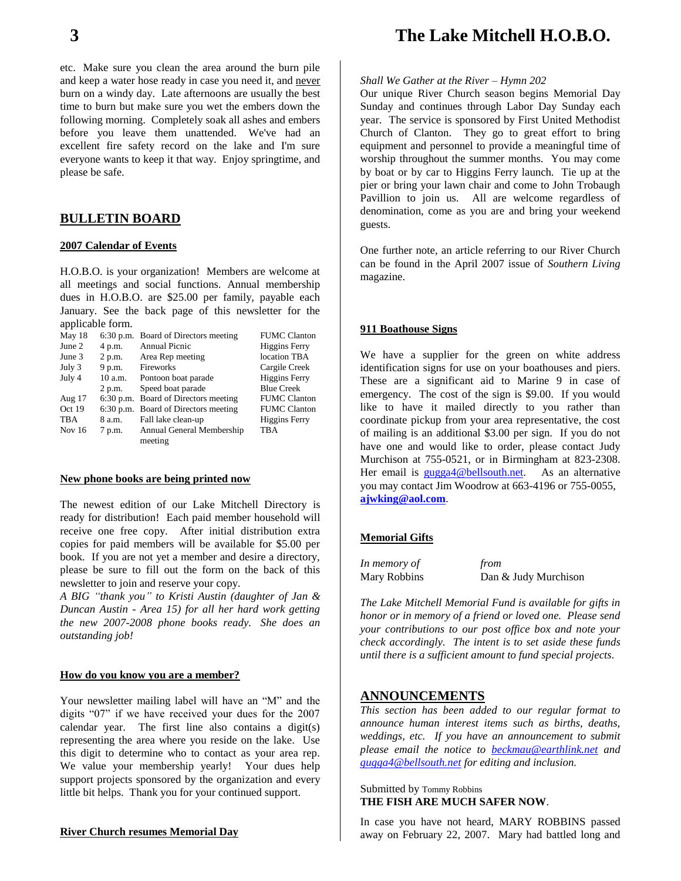etc. Make sure you clean the area around the burn pile and keep a water hose ready in case you need it, and never burn on a windy day. Late afternoons are usually the best time to burn but make sure you wet the embers down the following morning. Completely soak all ashes and embers before you leave them unattended. We've had an excellent fire safety record on the lake and I'm sure everyone wants to keep it that way. Enjoy springtime, and please be safe.

## BULLETIN BOARD

### 2007 Calendar of Events

H.O.B.O. is your organization! Members are welcome at all meetings and social functions. Annual membership dues in H.O.B.O. are $25.00 per family, payable each January. See the back page of this newsletter for the applicable form.

| Date | Time | Event | Location |
|---|---|---|---|
| May 18 | 6:30 p.m. | Board of Directors meeting | FUMC Clanton |
| June 2 | 4 p.m. | Annual Picnic | Higgins Ferry |
| June 3 | 2 p.m. | Area Rep meeting | location TBA |
| July 3 | 9 p.m. | Fireworks | Cargile Creek |
| July 4 | 10 a.m. | Pontoon boat parade | Higgins Ferry |
| | 2 p.m. | Speed boat parade | Blue Creek |
| Aug 17 | 6:30 p.m. | Board of Directors meeting | FUMC Clanton |
| Oct 19 | 6:30 p.m. | Board of Directors meeting | FUMC Clanton |
| TBA | 8 a.m. | Fall lake clean-up | Higgins Ferry |
| Nov 16 | 7 p.m. | Annual General Membership meeting | TBA |

### New phone books are being printed now

The newest edition of our Lake Mitchell Directory is ready for distribution! Each paid member household will receive one free copy. After initial distribution extra copies for paid members will be available for $5.00 per book. If you are not yet a member and desire a directory, please be sure to fill out the form on the back of this newsletter to join and reserve your copy.

*A BIG "thank you" to Kristi Austin (daughter of Jan & Duncan Austin - Area 15) for all her hard work getting the new 2007-2008 phone books ready. She does an outstanding job!*

### How do you know you are a member?

Your newsletter mailing label will have an "M" and the digits "07" if we have received your dues for the 2007 calendar year. The first line also contains a digit(s) representing the area where you reside on the lake. Use this digit to determine who to contact as your area rep. We value your membership yearly! Your dues help support projects sponsored by the organization and every little bit helps. Thank you for your continued support.

### River Church resumes Memorial Day

*Shall We Gather at the River – Hymn 202*

Our unique River Church season begins Memorial Day Sunday and continues through Labor Day Sunday each year. The service is sponsored by First United Methodist Church of Clanton. They go to great effort to bring equipment and personnel to provide a meaningful time of worship throughout the summer months. You may come by boat or by car to Higgins Ferry launch. Tie up at the pier or bring your lawn chair and come to John Trobaugh Pavillion to join us. All are welcome regardless of denomination, come as you are and bring your weekend guests.

One further note, an article referring to our River Church can be found in the April 2007 issue of *Southern Living* magazine.

### 911 Boathouse Signs

We have a supplier for the green on white address identification signs for use on your boathouses and piers. These are a significant aid to Marine 9 in case of emergency. The cost of the sign is $9.00. If you would like to have it mailed directly to you rather than coordinate pickup from your area representative, the cost of mailing is an additional $3.00 per sign. If you do not have one and would like to order, please contact Judy Murchison at 755-0521, or in Birmingham at 823-2308. Her email is gugga4@bellsouth.net. As an alternative you may contact Jim Woodrow at 663-4196 or 755-0055, **ajwking@aol.com**.

### Memorial Gifts

| *In memory of* | *from* |
|---|---|
| Mary Robbins | Dan & Judy Murchison |

*The Lake Mitchell Memorial Fund is available for gifts in honor or in memory of a friend or loved one. Please send your contributions to our post office box and note your check accordingly. The intent is to set aside these funds until there is a sufficient amount to fund special projects.*

## ANNOUNCEMENTS

*This section has been added to our regular format to announce human interest items such as births, deaths, weddings, etc. If you have an announcement to submit please email the notice to beckmau@earthlink.net and gugga4@bellsouth.net for editing and inclusion.*

Submitted by Tommy Robbins

**THE FISH ARE MUCH SAFER NOW**.

In case you have not heard, MARY ROBBINS passed away on February 22, 2007. Mary had battled long and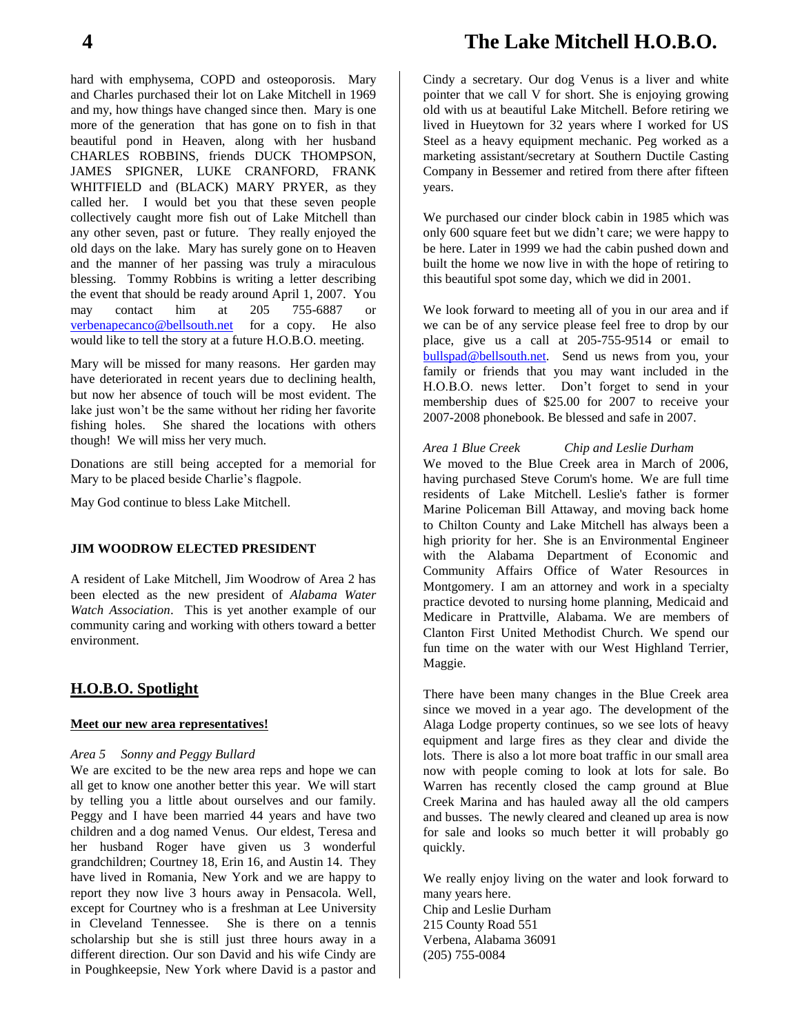hard with emphysema, COPD and osteoporosis. Mary and Charles purchased their lot on Lake Mitchell in 1969 and my, how things have changed since then. Mary is one more of the generation that has gone on to fish in that beautiful pond in Heaven, along with her husband CHARLES ROBBINS, friends DUCK THOMPSON, JAMES SPIGNER, LUKE CRANFORD, FRANK WHITFIELD and (BLACK) MARY PRYER, as they called her. I would bet you that these seven people collectively caught more fish out of Lake Mitchell than any other seven, past or future. They really enjoyed the old days on the lake. Mary has surely gone on to Heaven and the manner of her passing was truly a miraculous blessing. Tommy Robbins is writing a letter describing the event that should be ready around April 1, 2007. You may contact him at 205 755-6887 or verbenapecanco@bellsouth.net for a copy. He also would like to tell the story at a future H.O.B.O. meeting.

Mary will be missed for many reasons. Her garden may have deteriorated in recent years due to declining health, but now her absence of touch will be most evident. The lake just won't be the same without her riding her favorite fishing holes. She shared the locations with others though! We will miss her very much.

Donations are still being accepted for a memorial for Mary to be placed beside Charlie's flagpole.

May God continue to bless Lake Mitchell.

**JIM WOODROW ELECTED PRESIDENT**

A resident of Lake Mitchell, Jim Woodrow of Area 2 has been elected as the new president of *Alabama Water Watch Association*. This is yet another example of our community caring and working with others toward a better environment.

## H.O.B.O. Spotlight

**Meet our new area representatives!**

*Area 5 Sonny and Peggy Bullard*

We are excited to be the new area reps and hope we can all get to know one another better this year. We will start by telling you a little about ourselves and our family. Peggy and I have been married 44 years and have two children and a dog named Venus. Our eldest, Teresa and her husband Roger have given us 3 wonderful grandchildren; Courtney 18, Erin 16, and Austin 14. They have lived in Romania, New York and we are happy to report they now live 3 hours away in Pensacola. Well, except for Courtney who is a freshman at Lee University in Cleveland Tennessee. She is there on a tennis scholarship but she is still just three hours away in a different direction. Our son David and his wife Cindy are in Poughkeepsie, New York where David is a pastor and Cindy a secretary. Our dog Venus is a liver and white pointer that we call V for short. She is enjoying growing old with us at beautiful Lake Mitchell. Before retiring we lived in Hueytown for 32 years where I worked for US Steel as a heavy equipment mechanic. Peg worked as a marketing assistant/secretary at Southern Ductile Casting Company in Bessemer and retired from there after fifteen years.

We purchased our cinder block cabin in 1985 which was only 600 square feet but we didn't care; we were happy to be here. Later in 1999 we had the cabin pushed down and built the home we now live in with the hope of retiring to this beautiful spot some day, which we did in 2001.

We look forward to meeting all of you in our area and if we can be of any service please feel free to drop by our place, give us a call at 205-755-9514 or email to bullspad@bellsouth.net. Send us news from you, your family or friends that you may want included in the H.O.B.O. news letter. Don't forget to send in your membership dues of $25.00 for 2007 to receive your 2007-2008 phonebook. Be blessed and safe in 2007.

*Area 1 Blue Creek Chip and Leslie Durham*

We moved to the Blue Creek area in March of 2006, having purchased Steve Corum's home. We are full time residents of Lake Mitchell. Leslie's father is former Marine Policeman Bill Attaway, and moving back home to Chilton County and Lake Mitchell has always been a high priority for her. She is an Environmental Engineer with the Alabama Department of Economic and Community Affairs Office of Water Resources in Montgomery. I am an attorney and work in a specialty practice devoted to nursing home planning, Medicaid and Medicare in Prattville, Alabama. We are members of Clanton First United Methodist Church. We spend our fun time on the water with our West Highland Terrier, Maggie.

There have been many changes in the Blue Creek area since we moved in a year ago. The development of the Alaga Lodge property continues, so we see lots of heavy equipment and large fires as they clear and divide the lots. There is also a lot more boat traffic in our small area now with people coming to look at lots for sale. Bo Warren has recently closed the camp ground at Blue Creek Marina and has hauled away all the old campers and busses. The newly cleared and cleaned up area is now for sale and looks so much better it will probably go quickly.

We really enjoy living on the water and look forward to many years here.
Chip and Leslie Durham
215 County Road 551
Verbena, Alabama 36091
(205) 755-0084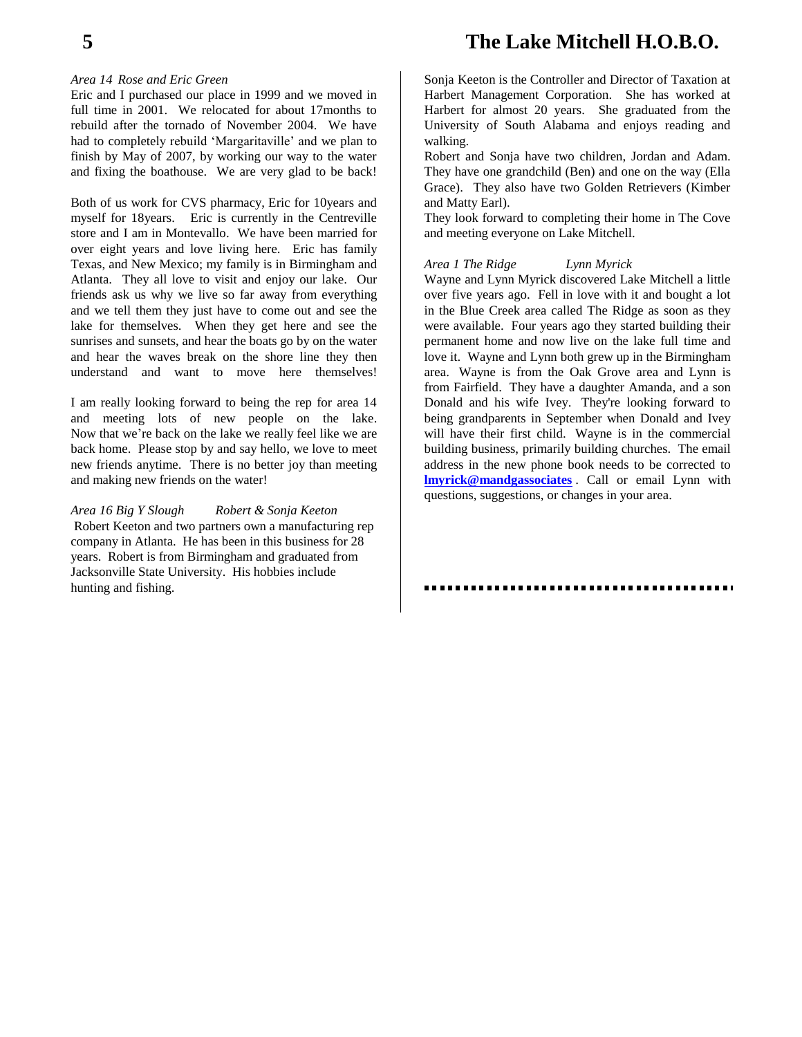*Area 14 Rose and Eric Green*

Eric and I purchased our place in 1999 and we moved in full time in 2001. We relocated for about 17months to rebuild after the tornado of November 2004. We have had to completely rebuild 'Margaritaville' and we plan to finish by May of 2007, by working our way to the water and fixing the boathouse. We are very glad to be back!

Both of us work for CVS pharmacy, Eric for 10years and myself for 18years. Eric is currently in the Centreville store and I am in Montevallo. We have been married for over eight years and love living here. Eric has family Texas, and New Mexico; my family is in Birmingham and Atlanta. They all love to visit and enjoy our lake. Our friends ask us why we live so far away from everything and we tell them they just have to come out and see the lake for themselves. When they get here and see the sunrises and sunsets, and hear the boats go by on the water and hear the waves break on the shore line they then understand and want to move here themselves!

I am really looking forward to being the rep for area 14 and meeting lots of new people on the lake. Now that we're back on the lake we really feel like we are back home. Please stop by and say hello, we love to meet new friends anytime. There is no better joy than meeting and making new friends on the water!

*Area 16 Big Y Slough Robert & Sonja Keeton*

Robert Keeton and two partners own a manufacturing rep company in Atlanta. He has been in this business for 28 years. Robert is from Birmingham and graduated from Jacksonville State University. His hobbies include hunting and fishing.

Sonja Keeton is the Controller and Director of Taxation at Harbert Management Corporation. She has worked at Harbert for almost 20 years. She graduated from the University of South Alabama and enjoys reading and walking.

Robert and Sonja have two children, Jordan and Adam. They have one grandchild (Ben) and one on the way (Ella Grace). They also have two Golden Retrievers (Kimber and Matty Earl).

They look forward to completing their home in The Cove and meeting everyone on Lake Mitchell.

*Area 1 The Ridge Lynn Myrick*

Wayne and Lynn Myrick discovered Lake Mitchell a little over five years ago. Fell in love with it and bought a lot in the Blue Creek area called The Ridge as soon as they were available. Four years ago they started building their permanent home and now live on the lake full time and love it. Wayne and Lynn both grew up in the Birmingham area. Wayne is from the Oak Grove area and Lynn is from Fairfield. They have a daughter Amanda, and a son Donald and his wife Ivey. They're looking forward to being grandparents in September when Donald and Ivey will have their first child. Wayne is in the commercial building business, primarily building churches. The email address in the new phone book needs to be corrected to **lmyrick@mandgassociates** . Call or email Lynn with questions, suggestions, or changes in your area.